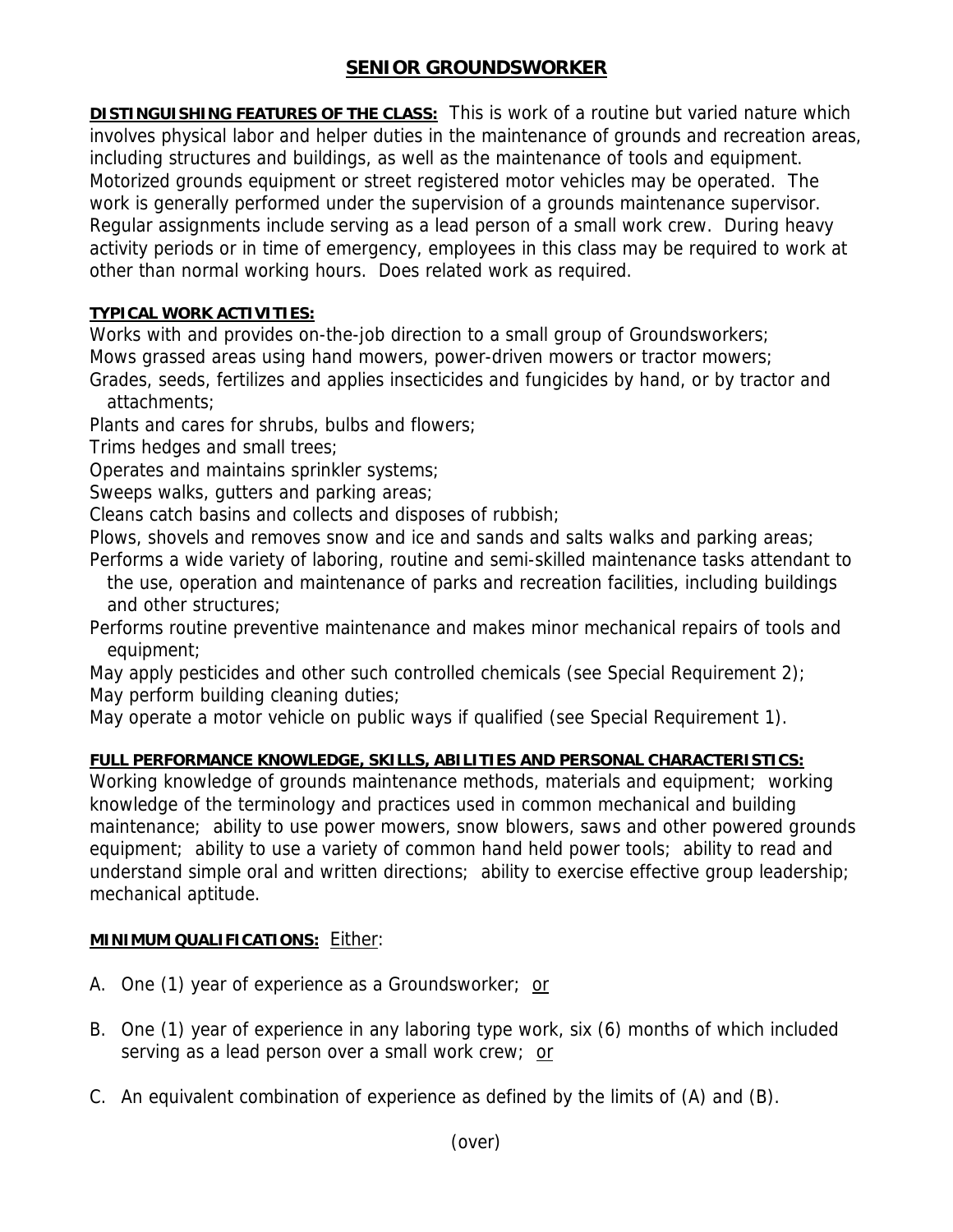# SENIOR GROUNDSWORKER

**DISTINGUISHING FEATURES OF THE CLASS:** This is work of a routine but varied nature which involves physical labor and helper duties in the maintenance of grounds and recreation areas, including structures and buildings, as well as the maintenance of tools and equipment. Motorized grounds equipment or street registered motor vehicles may be operated. The work is generally performed under the supervision of a grounds maintenance supervisor. Regular assignments include serving as a lead person of a small work crew. During heavy activity periods or in time of emergency, employees in this class may be required to work at other than normal working hours. Does related work as required.

**TYPICAL WORK ACTIVITIES:**

Works with and provides on-the-job direction to a small group of Groundsworkers;
Mows grassed areas using hand mowers, power-driven mowers or tractor mowers;
Grades, seeds, fertilizes and applies insecticides and fungicides by hand, or by tractor and attachments;
Plants and cares for shrubs, bulbs and flowers;
Trims hedges and small trees;
Operates and maintains sprinkler systems;
Sweeps walks, gutters and parking areas;
Cleans catch basins and collects and disposes of rubbish;
Plows, shovels and removes snow and ice and sands and salts walks and parking areas;
Performs a wide variety of laboring, routine and semi-skilled maintenance tasks attendant to the use, operation and maintenance of parks and recreation facilities, including buildings and other structures;
Performs routine preventive maintenance and makes minor mechanical repairs of tools and equipment;
May apply pesticides and other such controlled chemicals (see Special Requirement 2);
May perform building cleaning duties;
May operate a motor vehicle on public ways if qualified (see Special Requirement 1).

**FULL PERFORMANCE KNOWLEDGE, SKILLS, ABILITIES AND PERSONAL CHARACTERISTICS:**
Working knowledge of grounds maintenance methods, materials and equipment; working knowledge of the terminology and practices used in common mechanical and building maintenance; ability to use power mowers, snow blowers, saws and other powered grounds equipment; ability to use a variety of common hand held power tools; ability to read and understand simple oral and written directions; ability to exercise effective group leadership; mechanical aptitude.

**MINIMUM QUALIFICATIONS:** Either:

A. One (1) year of experience as a Groundsworker; or

B. One (1) year of experience in any laboring type work, six (6) months of which included serving as a lead person over a small work crew; or

C. An equivalent combination of experience as defined by the limits of (A) and (B).

(over)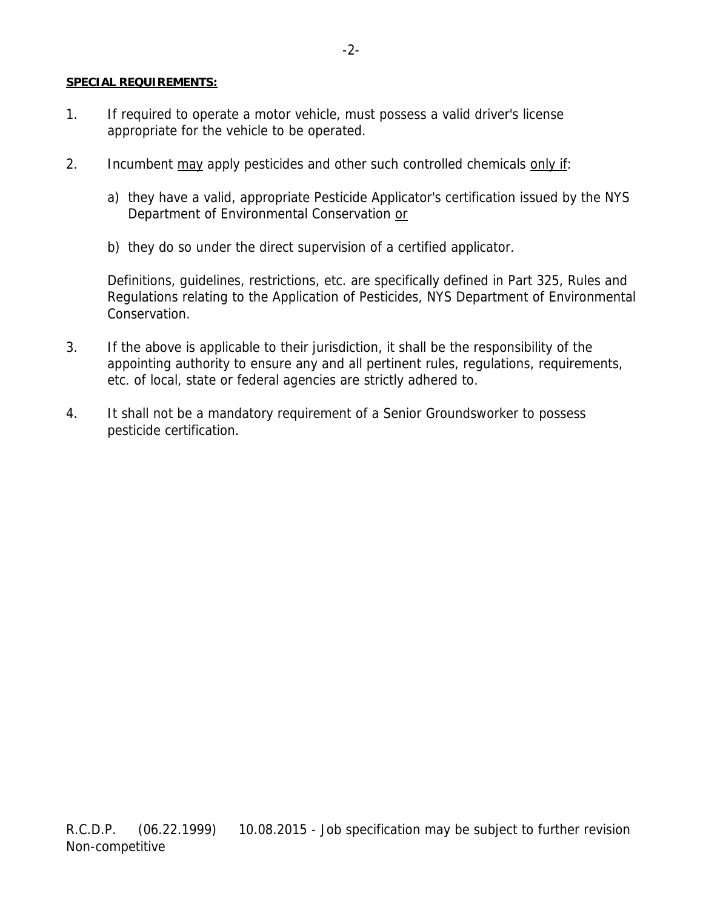**SPECIAL REQUIREMENTS:**

1. If required to operate a motor vehicle, must possess a valid driver's license appropriate for the vehicle to be operated.

2. Incumbent may apply pesticides and other such controlled chemicals only if:

   a) they have a valid, appropriate Pesticide Applicator's certification issued by the NYS Department of Environmental Conservation or

   b) they do so under the direct supervision of a certified applicator.

   Definitions, guidelines, restrictions, etc. are specifically defined in Part 325, Rules and Regulations relating to the Application of Pesticides, NYS Department of Environmental Conservation.

3. If the above is applicable to their jurisdiction, it shall be the responsibility of the appointing authority to ensure any and all pertinent rules, regulations, requirements, etc. of local, state or federal agencies are strictly adhered to.

4. It shall not be a mandatory requirement of a Senior Groundsworker to possess pesticide certification.

R.C.D.P. (06.22.1999) 10.08.2015 - Job specification may be subject to further revision
Non-competitive